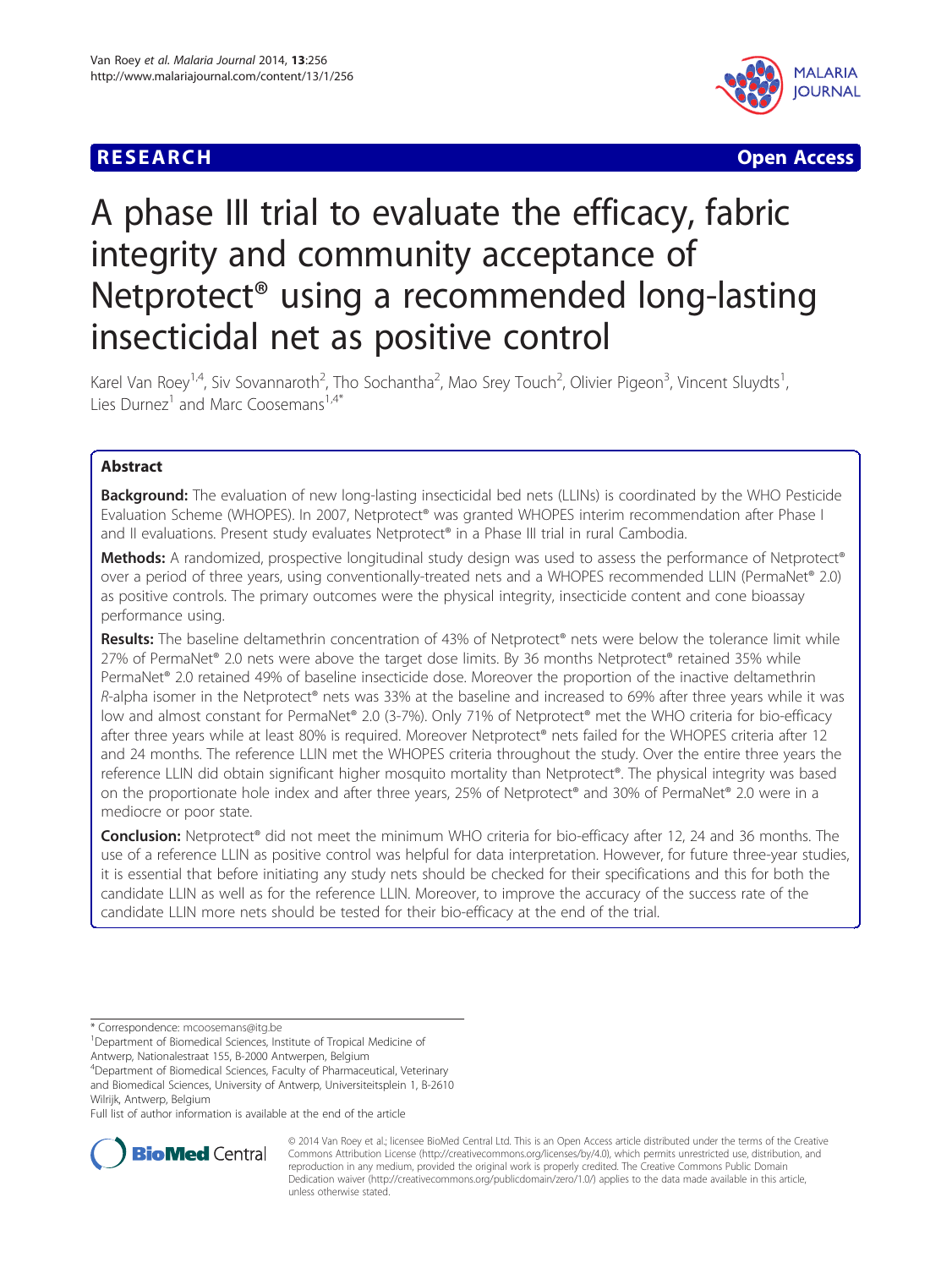**RESEARCH** **Open Access**

# A phase III trial to evaluate the efficacy, fabric integrity and community acceptance of Netprotect® using a recommended long-lasting insecticidal net as positive control

Karel Van Roey[1,4], Siv Sovannaroth[2], Tho Sochantha[2], Mao Srey Touch[2], Olivier Pigeon[3], Vincent Sluydts[1], Lies Durnez[1] and Marc Coosemans[1,4*]

## Abstract

**Background:** The evaluation of new long-lasting insecticidal bed nets (LLINs) is coordinated by the WHO Pesticide Evaluation Scheme (WHOPES). In 2007, Netprotect® was granted WHOPES interim recommendation after Phase I and II evaluations. Present study evaluates Netprotect® in a Phase III trial in rural Cambodia.

**Methods:** A randomized, prospective longitudinal study design was used to assess the performance of Netprotect® over a period of three years, using conventionally-treated nets and a WHOPES recommended LLIN (PermaNet® 2.0) as positive controls. The primary outcomes were the physical integrity, insecticide content and cone bioassay performance using.

**Results:** The baseline deltamethrin concentration of 43% of Netprotect® nets were below the tolerance limit while 27% of PermaNet® 2.0 nets were above the target dose limits. By 36 months Netprotect® retained 35% while PermaNet® 2.0 retained 49% of baseline insecticide dose. Moreover the proportion of the inactive deltamethrin *R*-alpha isomer in the Netprotect® nets was 33% at the baseline and increased to 69% after three years while it was low and almost constant for PermaNet® 2.0 (3-7%). Only 71% of Netprotect® met the WHO criteria for bio-efficacy after three years while at least 80% is required. Moreover Netprotect® nets failed for the WHOPES criteria after 12 and 24 months. The reference LLIN met the WHOPES criteria throughout the study. Over the entire three years the reference LLIN did obtain significant higher mosquito mortality than Netprotect®. The physical integrity was based on the proportionate hole index and after three years, 25% of Netprotect® and 30% of PermaNet® 2.0 were in a mediocre or poor state.

**Conclusion:** Netprotect® did not meet the minimum WHO criteria for bio-efficacy after 12, 24 and 36 months. The use of a reference LLIN as positive control was helpful for data interpretation. However, for future three-year studies, it is essential that before initiating any study nets should be checked for their specifications and this for both the candidate LLIN as well as for the reference LLIN. Moreover, to improve the accuracy of the success rate of the candidate LLIN more nets should be tested for their bio-efficacy at the end of the trial.

\* Correspondence: mcoosemans@itg.be
[1]Department of Biomedical Sciences, Institute of Tropical Medicine of Antwerp, Nationalestraat 155, B-2000 Antwerpen, Belgium
[4]Department of Biomedical Sciences, Faculty of Pharmaceutical, Veterinary and Biomedical Sciences, University of Antwerp, Universiteitsplein 1, B-2610 Wilrijk, Antwerp, Belgium
Full list of author information is available at the end of the article

© 2014 Van Roey et al.; licensee BioMed Central Ltd. This is an Open Access article distributed under the terms of the Creative Commons Attribution License (http://creativecommons.org/licenses/by/4.0), which permits unrestricted use, distribution, and reproduction in any medium, provided the original work is properly credited. The Creative Commons Public Domain Dedication waiver (http://creativecommons.org/publicdomain/zero/1.0/) applies to the data made available in this article, unless otherwise stated.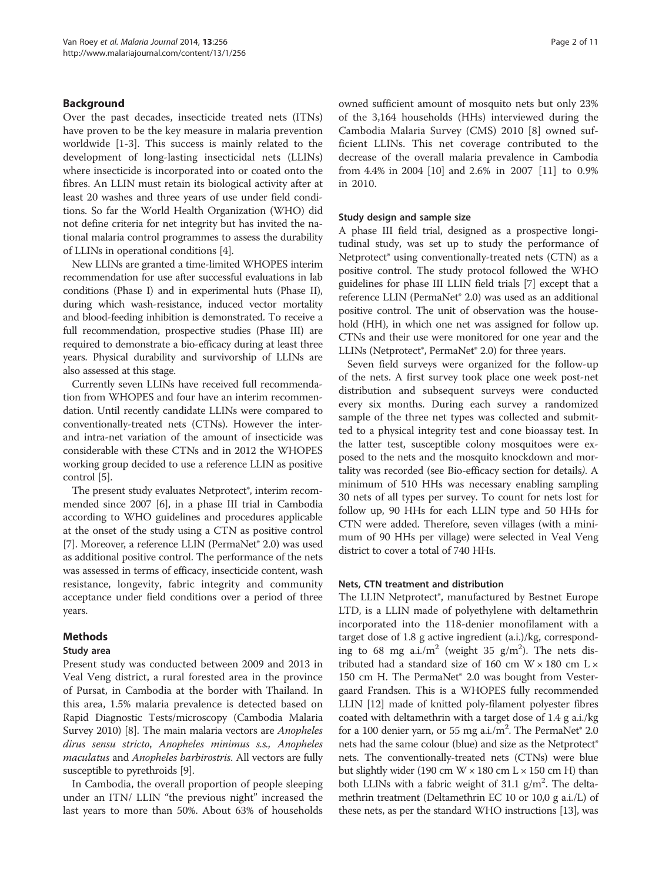## Background

Over the past decades, insecticide treated nets (ITNs) have proven to be the key measure in malaria prevention worldwide [1-3]. This success is mainly related to the development of long-lasting insecticidal nets (LLINs) where insecticide is incorporated into or coated onto the fibres. An LLIN must retain its biological activity after at least 20 washes and three years of use under field conditions. So far the World Health Organization (WHO) did not define criteria for net integrity but has invited the national malaria control programmes to assess the durability of LLINs in operational conditions [4].

New LLINs are granted a time-limited WHOPES interim recommendation for use after successful evaluations in lab conditions (Phase I) and in experimental huts (Phase II), during which wash-resistance, induced vector mortality and blood-feeding inhibition is demonstrated. To receive a full recommendation, prospective studies (Phase III) are required to demonstrate a bio-efficacy during at least three years. Physical durability and survivorship of LLINs are also assessed at this stage.

Currently seven LLINs have received full recommendation from WHOPES and four have an interim recommendation. Until recently candidate LLINs were compared to conventionally-treated nets (CTNs). However the inter- and intra-net variation of the amount of insecticide was considerable with these CTNs and in 2012 the WHOPES working group decided to use a reference LLIN as positive control [5].

The present study evaluates Netprotect®, interim recommended since 2007 [6], in a phase III trial in Cambodia according to WHO guidelines and procedures applicable at the onset of the study using a CTN as positive control [7]. Moreover, a reference LLIN (PermaNet® 2.0) was used as additional positive control. The performance of the nets was assessed in terms of efficacy, insecticide content, wash resistance, longevity, fabric integrity and community acceptance under field conditions over a period of three years.

## Methods

### Study area

Present study was conducted between 2009 and 2013 in Veal Veng district, a rural forested area in the province of Pursat, in Cambodia at the border with Thailand. In this area, 1.5% malaria prevalence is detected based on Rapid Diagnostic Tests/microscopy (Cambodia Malaria Survey 2010) [8]. The main malaria vectors are *Anopheles dirus sensu stricto*, *Anopheles minimus s.s.*, *Anopheles maculatus* and *Anopheles barbirostris*. All vectors are fully susceptible to pyrethroids [9].

In Cambodia, the overall proportion of people sleeping under an ITN/ LLIN "the previous night" increased the last years to more than 50%. About 63% of households owned sufficient amount of mosquito nets but only 23% of the 3,164 households (HHs) interviewed during the Cambodia Malaria Survey (CMS) 2010 [8] owned sufficient LLINs. This net coverage contributed to the decrease of the overall malaria prevalence in Cambodia from 4.4% in 2004 [10] and 2.6% in 2007 [11] to 0.9% in 2010.

### Study design and sample size

A phase III field trial, designed as a prospective longitudinal study, was set up to study the performance of Netprotect® using conventionally-treated nets (CTN) as a positive control. The study protocol followed the WHO guidelines for phase III LLIN field trials [7] except that a reference LLIN (PermaNet® 2.0) was used as an additional positive control. The unit of observation was the household (HH), in which one net was assigned for follow up. CTNs and their use were monitored for one year and the LLINs (Netprotect®, PermaNet® 2.0) for three years.

Seven field surveys were organized for the follow-up of the nets. A first survey took place one week post-net distribution and subsequent surveys were conducted every six months. During each survey a randomized sample of the three net types was collected and submitted to a physical integrity test and cone bioassay test. In the latter test, susceptible colony mosquitoes were exposed to the nets and the mosquito knockdown and mortality was recorded (see Bio-efficacy section for details). A minimum of 510 HHs was necessary enabling sampling 30 nets of all types per survey. To count for nets lost for follow up, 90 HHs for each LLIN type and 50 HHs for CTN were added. Therefore, seven villages (with a minimum of 90 HHs per village) were selected in Veal Veng district to cover a total of 740 HHs.

### Nets, CTN treatment and distribution

The LLIN Netprotect®, manufactured by Bestnet Europe LTD, is a LLIN made of polyethylene with deltamethrin incorporated into the 118-denier monofilament with a target dose of 1.8 g active ingredient (a.i.)/kg, corresponding to 68 mg a.i./m$^2$ (weight 35 g/m$^2$). The nets distributed had a standard size of 160 cm W × 180 cm L × 150 cm H. The PermaNet® 2.0 was bought from Vestergaard Frandsen. This is a WHOPES fully recommended LLIN [12] made of knitted poly-filament polyester fibres coated with deltamethrin with a target dose of 1.4 g a.i./kg for a 100 denier yarn, or 55 mg a.i./m$^2$. The PermaNet® 2.0 nets had the same colour (blue) and size as the Netprotect® nets. The conventionally-treated nets (CTNs) were blue but slightly wider (190 cm W × 180 cm L × 150 cm H) than both LLINs with a fabric weight of 31.1 g/m$^2$. The deltamethrin treatment (Deltamethrin EC 10 or 10,0 g a.i./L) of these nets, as per the standard WHO instructions [13], was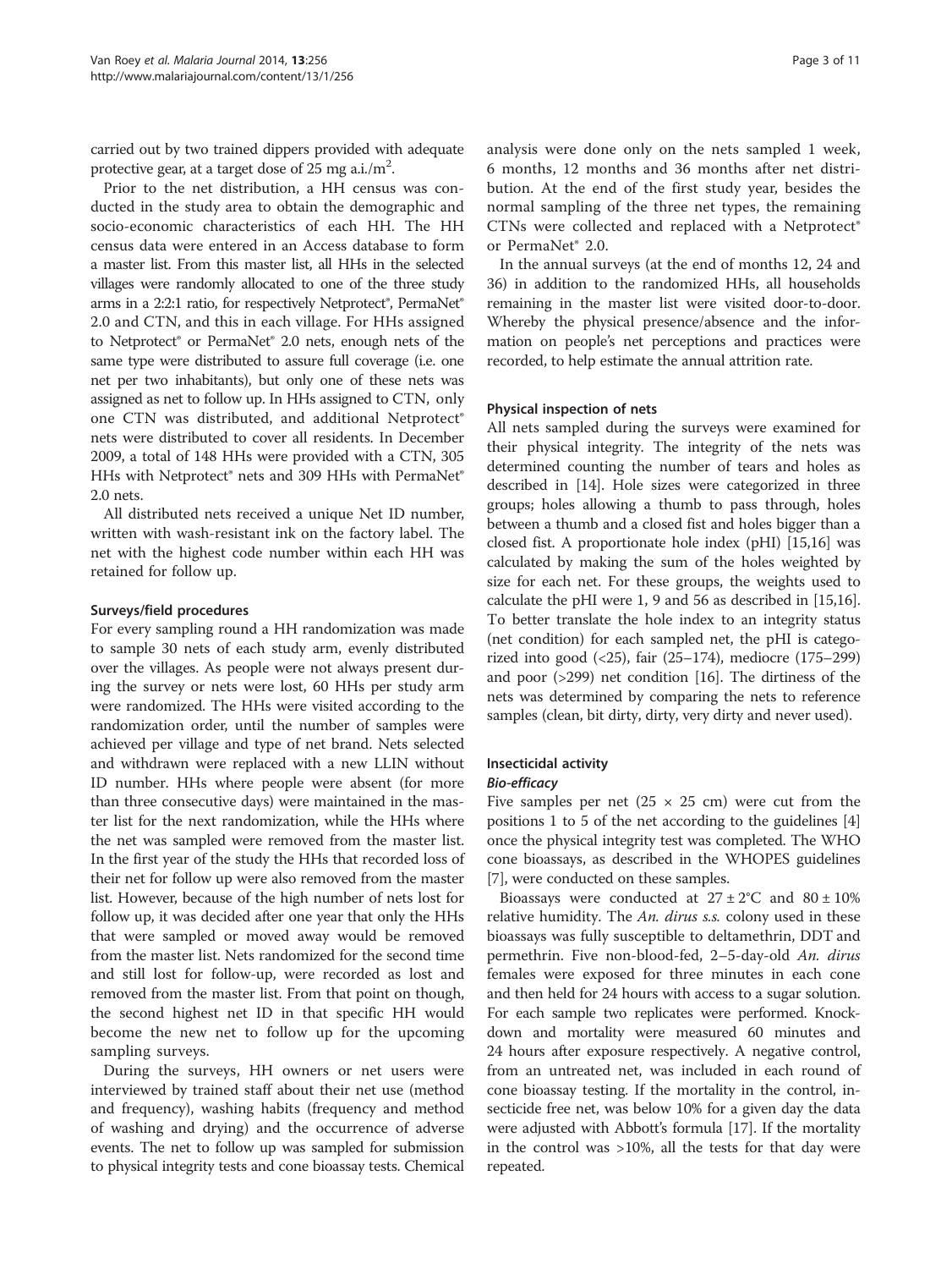carried out by two trained dippers provided with adequate protective gear, at a target dose of 25 mg a.i./m$^2$.

Prior to the net distribution, a HH census was conducted in the study area to obtain the demographic and socio-economic characteristics of each HH. The HH census data were entered in an Access database to form a master list. From this master list, all HHs in the selected villages were randomly allocated to one of the three study arms in a 2:2:1 ratio, for respectively Netprotect®, PermaNet® 2.0 and CTN, and this in each village. For HHs assigned to Netprotect® or PermaNet® 2.0 nets, enough nets of the same type were distributed to assure full coverage (i.e. one net per two inhabitants), but only one of these nets was assigned as net to follow up. In HHs assigned to CTN, only one CTN was distributed, and additional Netprotect® nets were distributed to cover all residents. In December 2009, a total of 148 HHs were provided with a CTN, 305 HHs with Netprotect® nets and 309 HHs with PermaNet® 2.0 nets.

All distributed nets received a unique Net ID number, written with wash-resistant ink on the factory label. The net with the highest code number within each HH was retained for follow up.

### Surveys/field procedures

For every sampling round a HH randomization was made to sample 30 nets of each study arm, evenly distributed over the villages. As people were not always present during the survey or nets were lost, 60 HHs per study arm were randomized. The HHs were visited according to the randomization order, until the number of samples were achieved per village and type of net brand. Nets selected and withdrawn were replaced with a new LLIN without ID number. HHs where people were absent (for more than three consecutive days) were maintained in the master list for the next randomization, while the HHs where the net was sampled were removed from the master list. In the first year of the study the HHs that recorded loss of their net for follow up were also removed from the master list. However, because of the high number of nets lost for follow up, it was decided after one year that only the HHs that were sampled or moved away would be removed from the master list. Nets randomized for the second time and still lost for follow-up, were recorded as lost and removed from the master list. From that point on though, the second highest net ID in that specific HH would become the new net to follow up for the upcoming sampling surveys.

During the surveys, HH owners or net users were interviewed by trained staff about their net use (method and frequency), washing habits (frequency and method of washing and drying) and the occurrence of adverse events. The net to follow up was sampled for submission to physical integrity tests and cone bioassay tests. Chemical analysis were done only on the nets sampled 1 week, 6 months, 12 months and 36 months after net distribution. At the end of the first study year, besides the normal sampling of the three net types, the remaining CTNs were collected and replaced with a Netprotect® or PermaNet® 2.0.

In the annual surveys (at the end of months 12, 24 and 36) in addition to the randomized HHs, all households remaining in the master list were visited door-to-door. Whereby the physical presence/absence and the information on people's net perceptions and practices were recorded, to help estimate the annual attrition rate.

### Physical inspection of nets

All nets sampled during the surveys were examined for their physical integrity. The integrity of the nets was determined counting the number of tears and holes as described in [14]. Hole sizes were categorized in three groups; holes allowing a thumb to pass through, holes between a thumb and a closed fist and holes bigger than a closed fist. A proportionate hole index (pHI) [15,16] was calculated by making the sum of the holes weighted by size for each net. For these groups, the weights used to calculate the pHI were 1, 9 and 56 as described in [15,16]. To better translate the hole index to an integrity status (net condition) for each sampled net, the pHI is categorized into good (<25), fair (25–174), mediocre (175–299) and poor (>299) net condition [16]. The dirtiness of the nets was determined by comparing the nets to reference samples (clean, bit dirty, dirty, very dirty and never used).

### Insecticidal activity

#### *Bio-efficacy*

Five samples per net (25 × 25 cm) were cut from the positions 1 to 5 of the net according to the guidelines [4] once the physical integrity test was completed. The WHO cone bioassays, as described in the WHOPES guidelines [7], were conducted on these samples.

Bioassays were conducted at 27 ± 2°C and 80 ± 10% relative humidity. The *An. dirus s.s.* colony used in these bioassays was fully susceptible to deltamethrin, DDT and permethrin. Five non-blood-fed, 2–5-day-old *An. dirus* females were exposed for three minutes in each cone and then held for 24 hours with access to a sugar solution. For each sample two replicates were performed. Knockdown and mortality were measured 60 minutes and 24 hours after exposure respectively. A negative control, from an untreated net, was included in each round of cone bioassay testing. If the mortality in the control, insecticide free net, was below 10% for a given day the data were adjusted with Abbott's formula [17]. If the mortality in the control was >10%, all the tests for that day were repeated.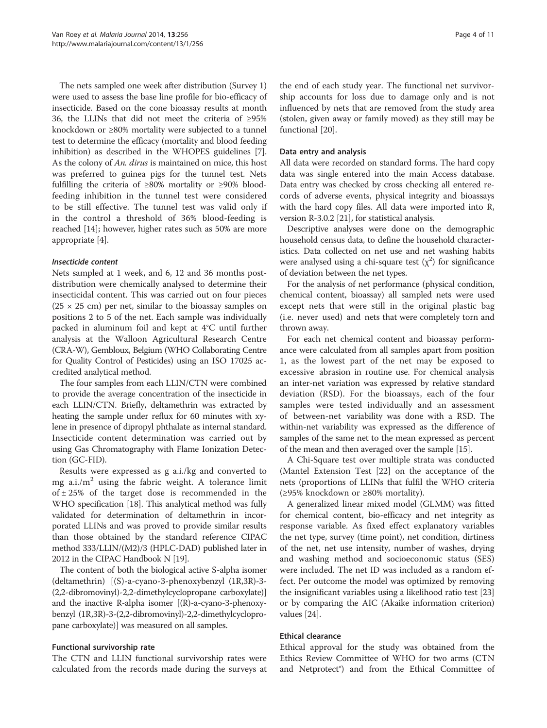The nets sampled one week after distribution (Survey 1) were used to assess the base line profile for bio-efficacy of insecticide. Based on the cone bioassay results at month 36, the LLINs that did not meet the criteria of ≥95% knockdown or ≥80% mortality were subjected to a tunnel test to determine the efficacy (mortality and blood feeding inhibition) as described in the WHOPES guidelines [7]. As the colony of *An. dirus* is maintained on mice, this host was preferred to guinea pigs for the tunnel test. Nets fulfilling the criteria of ≥80% mortality or ≥90% blood-feeding inhibition in the tunnel test were considered to be still effective. The tunnel test was valid only if in the control a threshold of 36% blood-feeding is reached [14]; however, higher rates such as 50% are more appropriate [4].

#### *Insecticide content*

Nets sampled at 1 week, and 6, 12 and 36 months post-distribution were chemically analysed to determine their insecticidal content. This was carried out on four pieces (25 × 25 cm) per net, similar to the bioassay samples on positions 2 to 5 of the net. Each sample was individually packed in aluminum foil and kept at 4°C until further analysis at the Walloon Agricultural Research Centre (CRA-W), Gembloux, Belgium (WHO Collaborating Centre for Quality Control of Pesticides) using an ISO 17025 accredited analytical method.

The four samples from each LLIN/CTN were combined to provide the average concentration of the insecticide in each LLIN/CTN. Briefly, deltamethrin was extracted by heating the sample under reflux for 60 minutes with xylene in presence of dipropyl phthalate as internal standard. Insecticide content determination was carried out by using Gas Chromatography with Flame Ionization Detection (GC-FID).

Results were expressed as g a.i./kg and converted to mg a.i./$m^2$ using the fabric weight. A tolerance limit of ± 25% of the target dose is recommended in the WHO specification [18]. This analytical method was fully validated for determination of deltamethrin in incorporated LLINs and was proved to provide similar results than those obtained by the standard reference CIPAC method 333/LLIN/(M2)/3 (HPLC-DAD) published later in 2012 in the CIPAC Handbook N [19].

The content of both the biological active S-alpha isomer (deltamethrin) [(S)-a-cyano-3-phenoxybenzyl (1R,3R)-3-(2,2-dibromovinyl)-2,2-dimethylcyclopropane carboxylate)] and the inactive R-alpha isomer [(R)-a-cyano-3-phenoxybenzyl (1R,3R)-3-(2,2-dibromovinyl)-2,2-dimethylcyclopropane carboxylate)] was measured on all samples.

#### Functional survivorship rate

The CTN and LLIN functional survivorship rates were calculated from the records made during the surveys at the end of each study year. The functional net survivorship accounts for loss due to damage only and is not influenced by nets that are removed from the study area (stolen, given away or family moved) as they still may be functional [20].

#### Data entry and analysis

All data were recorded on standard forms. The hard copy data was single entered into the main Access database. Data entry was checked by cross checking all entered records of adverse events, physical integrity and bioassays with the hard copy files. All data were imported into R, version R-3.0.2 [21], for statistical analysis.

Descriptive analyses were done on the demographic household census data, to define the household characteristics. Data collected on net use and net washing habits were analysed using a chi-square test ($\chi^2$) for significance of deviation between the net types.

For the analysis of net performance (physical condition, chemical content, bioassay) all sampled nets were used except nets that were still in the original plastic bag (i.e. never used) and nets that were completely torn and thrown away.

For each net chemical content and bioassay performance were calculated from all samples apart from position 1, as the lowest part of the net may be exposed to excessive abrasion in routine use. For chemical analysis an inter-net variation was expressed by relative standard deviation (RSD). For the bioassays, each of the four samples were tested individually and an assessment of between-net variability was done with a RSD. The within-net variability was expressed as the difference of samples of the same net to the mean expressed as percent of the mean and then averaged over the sample [15].

A Chi-Square test over multiple strata was conducted (Mantel Extension Test [22] on the acceptance of the nets (proportions of LLINs that fulfil the WHO criteria (≥95% knockdown or ≥80% mortality).

A generalized linear mixed model (GLMM) was fitted for chemical content, bio-efficacy and net integrity as response variable. As fixed effect explanatory variables the net type, survey (time point), net condition, dirtiness of the net, net use intensity, number of washes, drying and washing method and socioeconomic status (SES) were included. The net ID was included as a random effect. Per outcome the model was optimized by removing the insignificant variables using a likelihood ratio test [23] or by comparing the AIC (Akaike information criterion) values [24].

#### Ethical clearance

Ethical approval for the study was obtained from the Ethics Review Committee of WHO for two arms (CTN and Netprotect®) and from the Ethical Committee of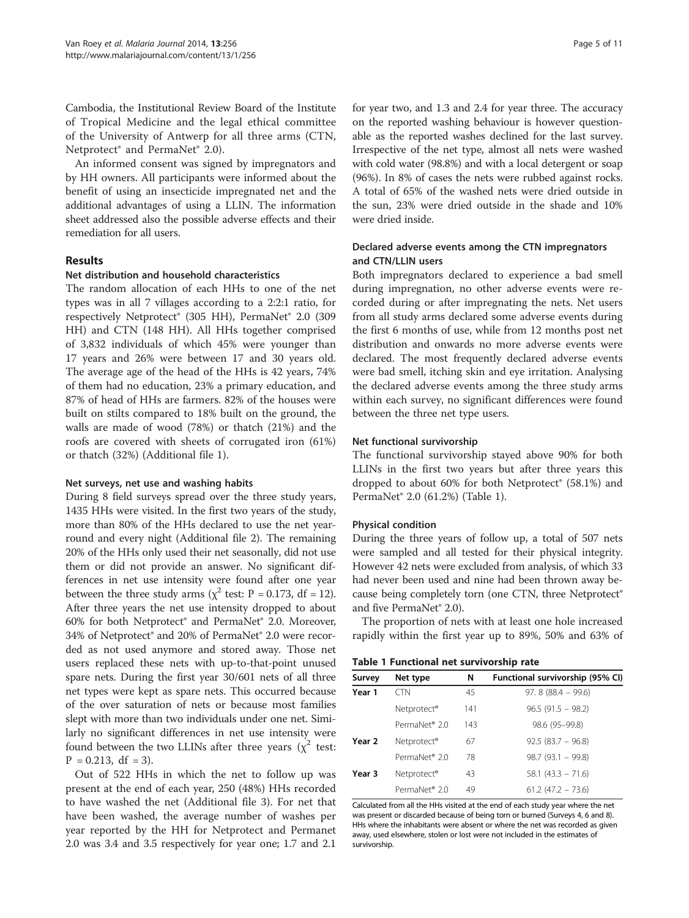Cambodia, the Institutional Review Board of the Institute of Tropical Medicine and the legal ethical committee of the University of Antwerp for all three arms (CTN, Netprotect® and PermaNet® 2.0).

An informed consent was signed by impregnators and by HH owners. All participants were informed about the benefit of using an insecticide impregnated net and the additional advantages of using a LLIN. The information sheet addressed also the possible adverse effects and their remediation for all users.

## Results

### Net distribution and household characteristics

The random allocation of each HHs to one of the net types was in all 7 villages according to a 2:2:1 ratio, for respectively Netprotect® (305 HH), PermaNet® 2.0 (309 HH) and CTN (148 HH). All HHs together comprised of 3,832 individuals of which 45% were younger than 17 years and 26% were between 17 and 30 years old. The average age of the head of the HHs is 42 years, 74% of them had no education, 23% a primary education, and 87% of head of HHs are farmers. 82% of the houses were built on stilts compared to 18% built on the ground, the walls are made of wood (78%) or thatch (21%) and the roofs are covered with sheets of corrugated iron (61%) or thatch (32%) (Additional file 1).

### Net surveys, net use and washing habits

During 8 field surveys spread over the three study years, 1435 HHs were visited. In the first two years of the study, more than 80% of the HHs declared to use the net year-round and every night (Additional file 2). The remaining 20% of the HHs only used their net seasonally, did not use them or did not provide an answer. No significant differences in net use intensity were found after one year between the three study arms ($\chi^2$ test: P = 0.173, df = 12). After three years the net use intensity dropped to about 60% for both Netprotect® and PermaNet® 2.0. Moreover, 34% of Netprotect® and 20% of PermaNet® 2.0 were recorded as not used anymore and stored away. Those net users replaced these nets with up-to-that-point unused spare nets. During the first year 30/601 nets of all three net types were kept as spare nets. This occurred because of the over saturation of nets or because most families slept with more than two individuals under one net. Similarly no significant differences in net use intensity were found between the two LLINs after three years ($\chi^2$ test: P = 0.213, df = 3).

Out of 522 HHs in which the net to follow up was present at the end of each year, 250 (48%) HHs recorded to have washed the net (Additional file 3). For net that have been washed, the average number of washes per year reported by the HH for Netprotect and Permanet 2.0 was 3.4 and 3.5 respectively for year one; 1.7 and 2.1 for year two, and 1.3 and 2.4 for year three. The accuracy on the reported washing behaviour is however questionable as the reported washes declined for the last survey. Irrespective of the net type, almost all nets were washed with cold water (98.8%) and with a local detergent or soap (96%). In 8% of cases the nets were rubbed against rocks. A total of 65% of the washed nets were dried outside in the sun, 23% were dried outside in the shade and 10% were dried inside.

### Declared adverse events among the CTN impregnators and CTN/LLIN users

Both impregnators declared to experience a bad smell during impregnation, no other adverse events were recorded during or after impregnating the nets. Net users from all study arms declared some adverse events during the first 6 months of use, while from 12 months post net distribution and onwards no more adverse events were declared. The most frequently declared adverse events were bad smell, itching skin and eye irritation. Analysing the declared adverse events among the three study arms within each survey, no significant differences were found between the three net type users.

### Net functional survivorship

The functional survivorship stayed above 90% for both LLINs in the first two years but after three years this dropped to about 60% for both Netprotect® (58.1%) and PermaNet® 2.0 (61.2%) (Table 1).

### Physical condition

During the three years of follow up, a total of 507 nets were sampled and all tested for their physical integrity. However 42 nets were excluded from analysis, of which 33 had never been used and nine had been thrown away because being completely torn (one CTN, three Netprotect® and five PermaNet® 2.0).

The proportion of nets with at least one hole increased rapidly within the first year up to 89%, 50% and 63% of

**Table 1 Functional net survivorship rate**

| Survey | Net type | N | Functional survivorship (95% CI) |
|---|---|---|---|
| Year 1 | CTN | 45 | 97. 8 (88.4 – 99.6) |
| | Netprotect® | 141 | 96.5 (91.5 – 98.2) |
| | PermaNet® 2.0 | 143 | 98.6 (95–99.8) |
| Year 2 | Netprotect® | 67 | 92.5 (83.7 – 96.8) |
| | PermaNet® 2.0 | 78 | 98.7 (93.1 – 99.8) |
| Year 3 | Netprotect® | 43 | 58.1 (43.3 – 71.6) |
| | PermaNet® 2.0 | 49 | 61.2 (47.2 – 73.6) |

Calculated from all the HHs visited at the end of each study year where the net was present or discarded because of being torn or burned (Surveys 4, 6 and 8). HHs where the inhabitants were absent or where the net was recorded as given away, used elsewhere, stolen or lost were not included in the estimates of survivorship.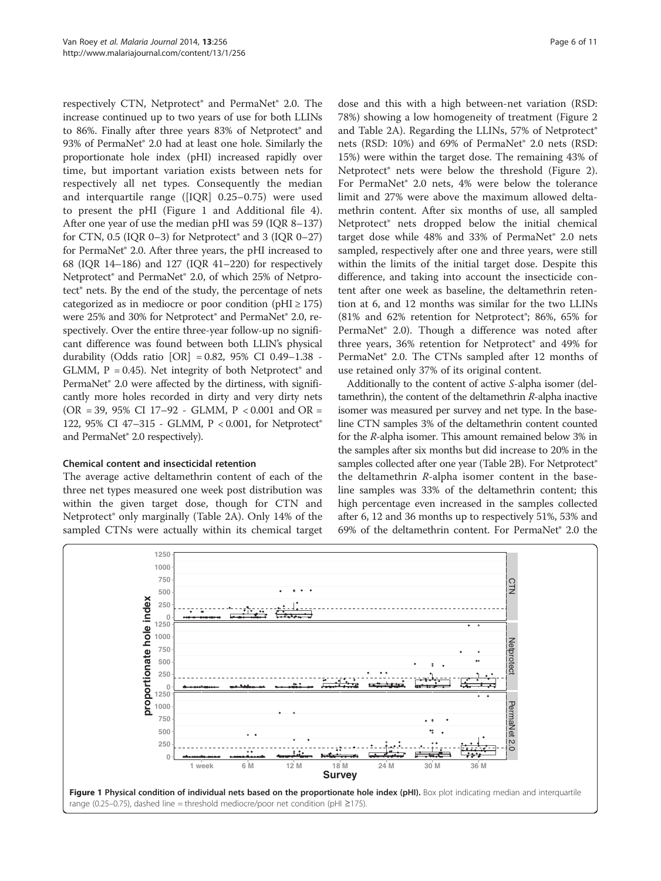respectively CTN, Netprotect® and PermaNet® 2.0. The increase continued up to two years of use for both LLINs to 86%. Finally after three years 83% of Netprotect® and 93% of PermaNet® 2.0 had at least one hole. Similarly the proportionate hole index (pHI) increased rapidly over time, but important variation exists between nets for respectively all net types. Consequently the median and interquartile range ([IQR] 0.25–0.75) were used to present the pHI (Figure 1 and Additional file 4). After one year of use the median pHI was 59 (IQR 8–137) for CTN, 0.5 (IQR 0–3) for Netprotect® and 3 (IQR 0–27) for PermaNet® 2.0. After three years, the pHI increased to 68 (IQR 14–186) and 127 (IQR 41–220) for respectively Netprotect® and PermaNet® 2.0, of which 25% of Netprotect® nets. By the end of the study, the percentage of nets categorized as in mediocre or poor condition (pHI ≥ 175) were 25% and 30% for Netprotect® and PermaNet® 2.0, respectively. Over the entire three-year follow-up no significant difference was found between both LLIN's physical durability (Odds ratio [OR] = 0.82, 95% CI 0.49–1.38 - GLMM, P = 0.45). Net integrity of both Netprotect® and PermaNet® 2.0 were affected by the dirtiness, with significantly more holes recorded in dirty and very dirty nets (OR = 39, 95% CI 17–92 - GLMM, P < 0.001 and OR = 122, 95% CI 47–315 - GLMM, P < 0.001, for Netprotect® and PermaNet® 2.0 respectively).

### Chemical content and insecticidal retention

The average active deltamethrin content of each of the three net types measured one week post distribution was within the given target dose, though for CTN and Netprotect® only marginally (Table 2A). Only 14% of the sampled CTNs were actually within its chemical target dose and this with a high between-net variation (RSD: 78%) showing a low homogeneity of treatment (Figure 2 and Table 2A). Regarding the LLINs, 57% of Netprotect® nets (RSD: 10%) and 69% of PermaNet® 2.0 nets (RSD: 15%) were within the target dose. The remaining 43% of Netprotect® nets were below the threshold (Figure 2). For PermaNet® 2.0 nets, 4% were below the tolerance limit and 27% were above the maximum allowed deltamethrin content. After six months of use, all sampled Netprotect® nets dropped below the initial chemical target dose while 48% and 33% of PermaNet® 2.0 nets sampled, respectively after one and three years, were still within the limits of the initial target dose. Despite this difference, and taking into account the insecticide content after one week as baseline, the deltamethrin retention at 6, and 12 months was similar for the two LLINs (81% and 62% retention for Netprotect®; 86%, 65% for PermaNet® 2.0). Though a difference was noted after three years, 36% retention for Netprotect® and 49% for PermaNet® 2.0. The CTNs sampled after 12 months of use retained only 37% of its original content.

Additionally to the content of active *S*-alpha isomer (deltamethrin), the content of the deltamethrin *R*-alpha inactive isomer was measured per survey and net type. In the baseline CTN samples 3% of the deltamethrin content counted for the *R*-alpha isomer. This amount remained below 3% in the samples after six months but did increase to 20% in the samples collected after one year (Table 2B). For Netprotect® the deltamethrin *R*-alpha isomer content in the baseline samples was 33% of the deltamethrin content; this high percentage even increased in the samples collected after 6, 12 and 36 months up to respectively 51%, 53% and 69% of the deltamethrin content. For PermaNet® 2.0 the

**Figure 1 Physical condition of individual nets based on the proportionate hole index (pHI).** Box plot indicating median and interquartile range (0.25–0.75), dashed line = threshold mediocre/poor net condition (pHI ≥175).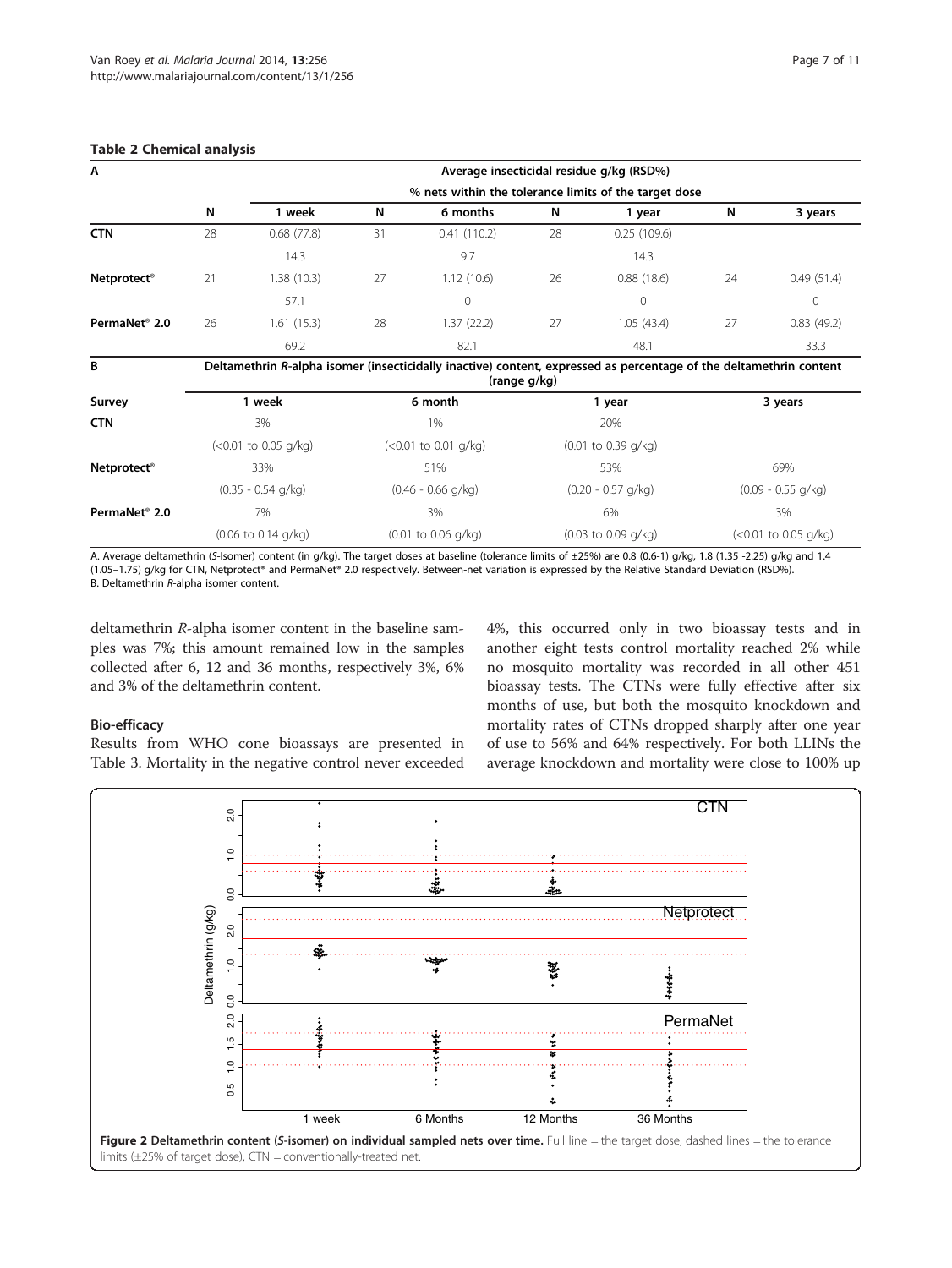**Table 2 Chemical analysis**

| A | | Average insecticidal residue g/kg (RSD%) | | | | | | |
|---|---|---|---|---|---|---|---|---|
| | | % nets within the tolerance limits of the target dose | | | | | | |
| | N | 1 week | N | 6 months | N | 1 year | N | 3 years |
| **CTN** | 28 | 0.68 (77.8) | 31 | 0.41 (110.2) | 28 | 0.25 (109.6) | | |
| | | 14.3 | | 9.7 | | 14.3 | | |
| **Netprotect®** | 21 | 1.38 (10.3) | 27 | 1.12 (10.6) | 26 | 0.88 (18.6) | 24 | 0.49 (51.4) |
| | | 57.1 | | 0 | | 0 | | 0 |
| **PermaNet® 2.0** | 26 | 1.61 (15.3) | 28 | 1.37 (22.2) | 27 | 1.05 (43.4) | 27 | 0.83 (49.2) |
| | | 69.2 | | 82.1 | | 48.1 | | 33.3 |

| B | Deltamethrin *R*-alpha isomer (insecticidally inactive) content, expressed as percentage of the deltamethrin content (range g/kg) | | | |
|---|---|---|---|---|
| **Survey** | 1 week | 6 month | 1 year | 3 years |
| **CTN** | 3% | 1% | 20% | |
| | (<0.01 to 0.05 g/kg) | (<0.01 to 0.01 g/kg) | (0.01 to 0.39 g/kg) | |
| **Netprotect®** | 33% | 51% | 53% | 69% |
| | (0.35 - 0.54 g/kg) | (0.46 - 0.66 g/kg) | (0.20 - 0.57 g/kg) | (0.09 - 0.55 g/kg) |
| **PermaNet® 2.0** | 7% | 3% | 6% | 3% |
| | (0.06 to 0.14 g/kg) | (0.01 to 0.06 g/kg) | (0.03 to 0.09 g/kg) | (<0.01 to 0.05 g/kg) |

A. Average deltamethrin (*S*-Isomer) content (in g/kg). The target doses at baseline (tolerance limits of ±25%) are 0.8 (0.6-1) g/kg, 1.8 (1.35 -2.25) g/kg and 1.4 (1.05–1.75) g/kg for CTN, Netprotect® and PermaNet® 2.0 respectively. Between-net variation is expressed by the Relative Standard Deviation (RSD%).
B. Deltamethrin *R*-alpha isomer content.

deltamethrin *R*-alpha isomer content in the baseline samples was 7%; this amount remained low in the samples collected after 6, 12 and 36 months, respectively 3%, 6% and 3% of the deltamethrin content.

### Bio-efficacy

Results from WHO cone bioassays are presented in Table 3. Mortality in the negative control never exceeded 4%, this occurred only in two bioassay tests and in another eight tests control mortality reached 2% while no mosquito mortality was recorded in all other 451 bioassay tests. The CTNs were fully effective after six months of use, but both the mosquito knockdown and mortality rates of CTNs dropped sharply after one year of use to 56% and 64% respectively. For both LLINs the average knockdown and mortality were close to 100% up

**Figure 2 Deltamethrin content (*S*-isomer) on individual sampled nets over time.** Full line = the target dose, dashed lines = the tolerance limits (±25% of target dose), CTN = conventionally-treated net.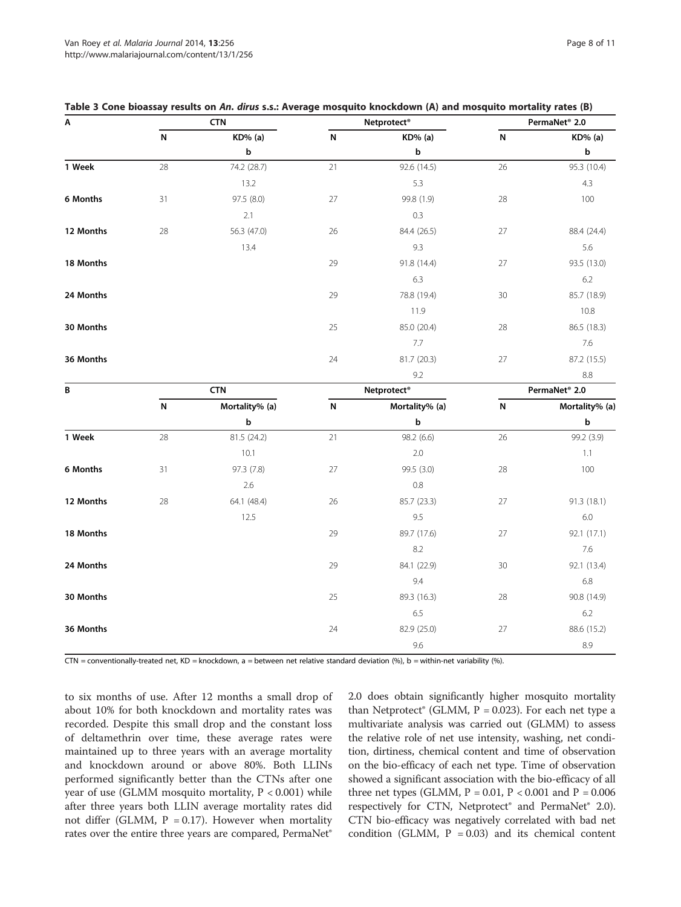**Table 3 Cone bioassay results on *An. dirus* s.s.: Average mosquito knockdown (A) and mosquito mortality rates (B)**

| A | CTN | | Netprotect® | | PermaNet® 2.0 | |
|---|---|---|---|---|---|---|
| | N | KD% (a) | N | KD% (a) | N | KD% (a) |
| | | b | | b | | b |
| **1 Week** | 28 | 74.2 (28.7) | 21 | 92.6 (14.5) | 26 | 95.3 (10.4) |
| | | 13.2 | | 5.3 | | 4.3 |
| **6 Months** | 31 | 97.5 (8.0) | 27 | 99.8 (1.9) | 28 | 100 |
| | | 2.1 | | 0.3 | | |
| **12 Months** | 28 | 56.3 (47.0) | 26 | 84.4 (26.5) | 27 | 88.4 (24.4) |
| | | 13.4 | | 9.3 | | 5.6 |
| **18 Months** | | | 29 | 91.8 (14.4) | 27 | 93.5 (13.0) |
| | | | | 6.3 | | 6.2 |
| **24 Months** | | | 29 | 78.8 (19.4) | 30 | 85.7 (18.9) |
| | | | | 11.9 | | 10.8 |
| **30 Months** | | | 25 | 85.0 (20.4) | 28 | 86.5 (18.3) |
| | | | | 7.7 | | 7.6 |
| **36 Months** | | | 24 | 81.7 (20.3) | 27 | 87.2 (15.5) |
| | | | | 9.2 | | 8.8 |

| B | CTN | | Netprotect® | | PermaNet® 2.0 | |
|---|---|---|---|---|---|---|
| | N | Mortality% (a) | N | Mortality% (a) | N | Mortality% (a) |
| | | b | | b | | b |
| **1 Week** | 28 | 81.5 (24.2) | 21 | 98.2 (6.6) | 26 | 99.2 (3.9) |
| | | 10.1 | | 2.0 | | 1.1 |
| **6 Months** | 31 | 97.3 (7.8) | 27 | 99.5 (3.0) | 28 | 100 |
| | | 2.6 | | 0.8 | | |
| **12 Months** | 28 | 64.1 (48.4) | 26 | 85.7 (23.3) | 27 | 91.3 (18.1) |
| | | 12.5 | | 9.5 | | 6.0 |
| **18 Months** | | | 29 | 89.7 (17.6) | 27 | 92.1 (17.1) |
| | | | | 8.2 | | 7.6 |
| **24 Months** | | | 29 | 84.1 (22.9) | 30 | 92.1 (13.4) |
| | | | | 9.4 | | 6.8 |
| **30 Months** | | | 25 | 89.3 (16.3) | 28 | 90.8 (14.9) |
| | | | | 6.5 | | 6.2 |
| **36 Months** | | | 24 | 82.9 (25.0) | 27 | 88.6 (15.2) |
| | | | | 9.6 | | 8.9 |

CTN = conventionally-treated net, KD = knockdown, a = between net relative standard deviation (%), b = within-net variability (%).

to six months of use. After 12 months a small drop of about 10% for both knockdown and mortality rates was recorded. Despite this small drop and the constant loss of deltamethrin over time, these average rates were maintained up to three years with an average mortality and knockdown around or above 80%. Both LLINs performed significantly better than the CTNs after one year of use (GLMM mosquito mortality, $P < 0.001$) while after three years both LLIN average mortality rates did not differ (GLMM, $P = 0.17$). However when mortality rates over the entire three years are compared, PermaNet® 2.0 does obtain significantly higher mosquito mortality than Netprotect® (GLMM, $P = 0.023$). For each net type a multivariate analysis was carried out (GLMM) to assess the relative role of net use intensity, washing, net condition, dirtiness, chemical content and time of observation on the bio-efficacy of each net type. Time of observation showed a significant association with the bio-efficacy of all three net types (GLMM, $P = 0.01$, $P < 0.001$ and $P = 0.006$ respectively for CTN, Netprotect® and PermaNet® 2.0). CTN bio-efficacy was negatively correlated with bad net condition (GLMM, $P = 0.03$) and its chemical content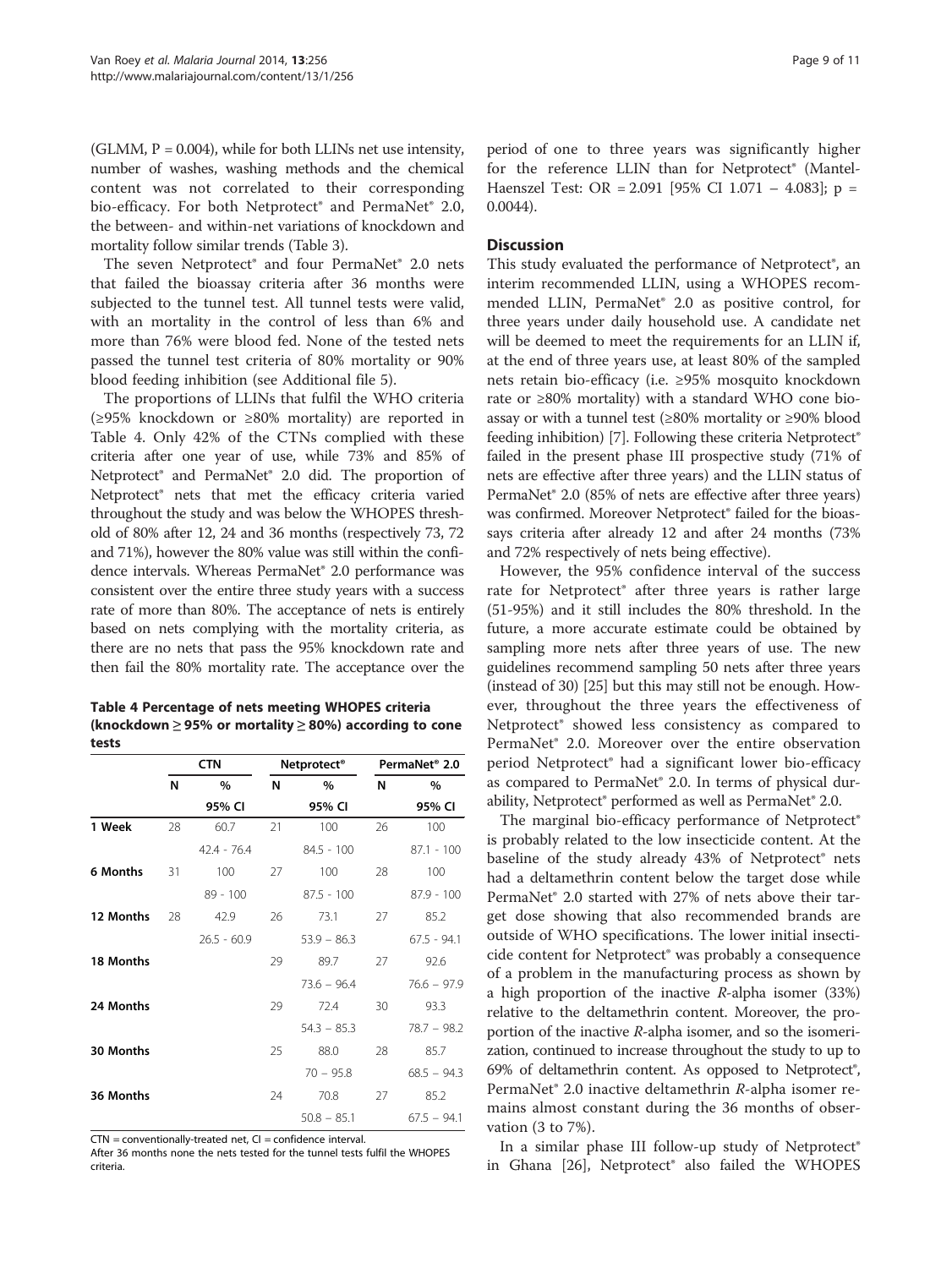(GLMM, P = 0.004), while for both LLINs net use intensity, number of washes, washing methods and the chemical content was not correlated to their corresponding bio-efficacy. For both Netprotect® and PermaNet® 2.0, the between- and within-net variations of knockdown and mortality follow similar trends (Table 3).

The seven Netprotect® and four PermaNet® 2.0 nets that failed the bioassay criteria after 36 months were subjected to the tunnel test. All tunnel tests were valid, with an mortality in the control of less than 6% and more than 76% were blood fed. None of the tested nets passed the tunnel test criteria of 80% mortality or 90% blood feeding inhibition (see Additional file 5).

The proportions of LLINs that fulfil the WHO criteria (≥95% knockdown or ≥80% mortality) are reported in Table 4. Only 42% of the CTNs complied with these criteria after one year of use, while 73% and 85% of Netprotect® and PermaNet® 2.0 did. The proportion of Netprotect® nets that met the efficacy criteria varied throughout the study and was below the WHOPES threshold of 80% after 12, 24 and 36 months (respectively 73, 72 and 71%), however the 80% value was still within the confidence intervals. Whereas PermaNet® 2.0 performance was consistent over the entire three study years with a success rate of more than 80%. The acceptance of nets is entirely based on nets complying with the mortality criteria, as there are no nets that pass the 95% knockdown rate and then fail the 80% mortality rate. The acceptance over the period of one to three years was significantly higher for the reference LLIN than for Netprotect® (Mantel-Haenszel Test: OR = 2.091 [95% CI 1.071 – 4.083]; p = 0.0044).

**Table 4 Percentage of nets meeting WHOPES criteria (knockdown ≥ 95% or mortality ≥ 80%) according to cone tests**

| | CTN | | Netprotect® | | PermaNet® 2.0 | |
|---|---|---|---|---|---|---|
| | N | % 95% CI | N | % 95% CI | N | % 95% CI |
| **1 Week** | 28 | 60.7 | 21 | 100 | 26 | 100 |
| | | 42.4 - 76.4 | | 84.5 - 100 | | 87.1 - 100 |
| **6 Months** | 31 | 100 | 27 | 100 | 28 | 100 |
| | | 89 - 100 | | 87.5 - 100 | | 87.9 - 100 |
| **12 Months** | 28 | 42.9 | 26 | 73.1 | 27 | 85.2 |
| | | 26.5 - 60.9 | | 53.9 – 86.3 | | 67.5 - 94.1 |
| **18 Months** | | | 29 | 89.7 | 27 | 92.6 |
| | | | | 73.6 – 96.4 | | 76.6 – 97.9 |
| **24 Months** | | | 29 | 72.4 | 30 | 93.3 |
| | | | | 54.3 – 85.3 | | 78.7 – 98.2 |
| **30 Months** | | | 25 | 88.0 | 28 | 85.7 |
| | | | | 70 – 95.8 | | 68.5 – 94.3 |
| **36 Months** | | | 24 | 70.8 | 27 | 85.2 |
| | | | | 50.8 – 85.1 | | 67.5 – 94.1 |

CTN = conventionally-treated net, CI = confidence interval.
After 36 months none the nets tested for the tunnel tests fulfil the WHOPES criteria.

## Discussion

This study evaluated the performance of Netprotect®, an interim recommended LLIN, using a WHOPES recommended LLIN, PermaNet® 2.0 as positive control, for three years under daily household use. A candidate net will be deemed to meet the requirements for an LLIN if, at the end of three years use, at least 80% of the sampled nets retain bio-efficacy (i.e. ≥95% mosquito knockdown rate or ≥80% mortality) with a standard WHO cone bioassay or with a tunnel test (≥80% mortality or ≥90% blood feeding inhibition) [7]. Following these criteria Netprotect® failed in the present phase III prospective study (71% of nets are effective after three years) and the LLIN status of PermaNet® 2.0 (85% of nets are effective after three years) was confirmed. Moreover Netprotect® failed for the bioassays criteria after already 12 and after 24 months (73% and 72% respectively of nets being effective).

However, the 95% confidence interval of the success rate for Netprotect® after three years is rather large (51-95%) and it still includes the 80% threshold. In the future, a more accurate estimate could be obtained by sampling more nets after three years of use. The new guidelines recommend sampling 50 nets after three years (instead of 30) [25] but this may still not be enough. However, throughout the three years the effectiveness of Netprotect® showed less consistency as compared to PermaNet® 2.0. Moreover over the entire observation period Netprotect® had a significant lower bio-efficacy as compared to PermaNet® 2.0. In terms of physical durability, Netprotect® performed as well as PermaNet® 2.0.

The marginal bio-efficacy performance of Netprotect® is probably related to the low insecticide content. At the baseline of the study already 43% of Netprotect® nets had a deltamethrin content below the target dose while PermaNet® 2.0 started with 27% of nets above their target dose showing that also recommended brands are outside of WHO specifications. The lower initial insecticide content for Netprotect® was probably a consequence of a problem in the manufacturing process as shown by a high proportion of the inactive *R*-alpha isomer (33%) relative to the deltamethrin content. Moreover, the proportion of the inactive *R*-alpha isomer, and so the isomerization, continued to increase throughout the study to up to 69% of deltamethrin content. As opposed to Netprotect®, PermaNet® 2.0 inactive deltamethrin *R*-alpha isomer remains almost constant during the 36 months of observation (3 to 7%).

In a similar phase III follow-up study of Netprotect® in Ghana [26], Netprotect® also failed the WHOPES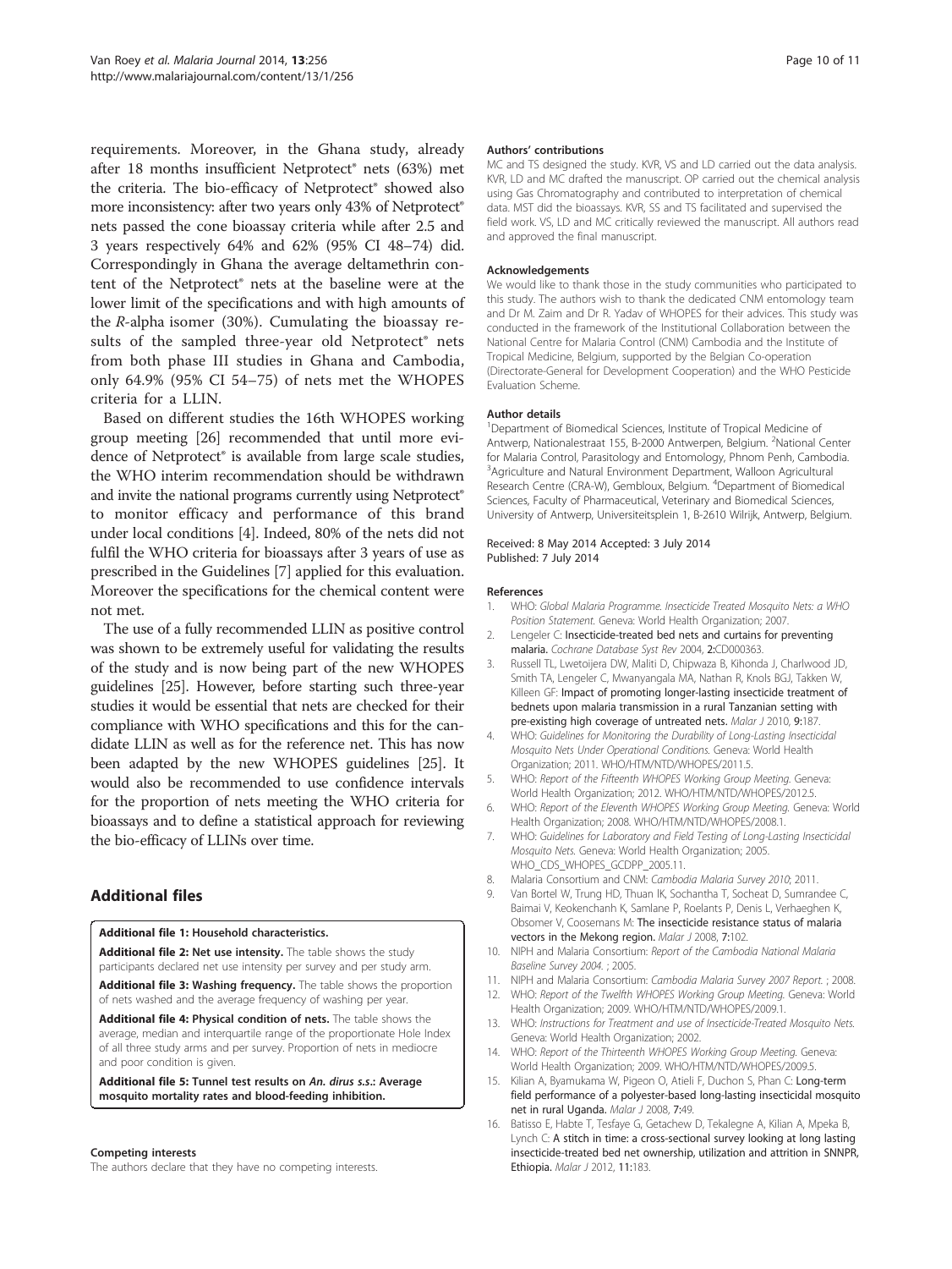requirements. Moreover, in the Ghana study, already after 18 months insufficient Netprotect® nets (63%) met the criteria. The bio-efficacy of Netprotect® showed also more inconsistency: after two years only 43% of Netprotect® nets passed the cone bioassay criteria while after 2.5 and 3 years respectively 64% and 62% (95% CI 48–74) did. Correspondingly in Ghana the average deltamethrin content of the Netprotect® nets at the baseline were at the lower limit of the specifications and with high amounts of the *R*-alpha isomer (30%). Cumulating the bioassay results of the sampled three-year old Netprotect® nets from both phase III studies in Ghana and Cambodia, only 64.9% (95% CI 54–75) of nets met the WHOPES criteria for a LLIN.

Based on different studies the 16th WHOPES working group meeting [26] recommended that until more evidence of Netprotect® is available from large scale studies, the WHO interim recommendation should be withdrawn and invite the national programs currently using Netprotect® to monitor efficacy and performance of this brand under local conditions [4]. Indeed, 80% of the nets did not fulfil the WHO criteria for bioassays after 3 years of use as prescribed in the Guidelines [7] applied for this evaluation. Moreover the specifications for the chemical content were not met.

The use of a fully recommended LLIN as positive control was shown to be extremely useful for validating the results of the study and is now being part of the new WHOPES guidelines [25]. However, before starting such three-year studies it would be essential that nets are checked for their compliance with WHO specifications and this for the candidate LLIN as well as for the reference net. This has now been adapted by the new WHOPES guidelines [25]. It would also be recommended to use confidence intervals for the proportion of nets meeting the WHO criteria for bioassays and to define a statistical approach for reviewing the bio-efficacy of LLINs over time.

## Additional files

**Additional file 1: Household characteristics.**

**Additional file 2: Net use intensity.** The table shows the study participants declared net use intensity per survey and per study arm.

**Additional file 3: Washing frequency.** The table shows the proportion of nets washed and the average frequency of washing per year.

**Additional file 4: Physical condition of nets.** The table shows the average, median and interquartile range of the proportionate Hole Index of all three study arms and per survey. Proportion of nets in mediocre and poor condition is given.

**Additional file 5: Tunnel test results on *An. dirus s.s.*: Average mosquito mortality rates and blood-feeding inhibition.**

#### Competing interests

The authors declare that they have no competing interests.

#### Authors' contributions

MC and TS designed the study. KVR, VS and LD carried out the data analysis. KVR, LD and MC drafted the manuscript. OP carried out the chemical analysis using Gas Chromatography and contributed to interpretation of chemical data. MST did the bioassays. KVR, SS and TS facilitated and supervised the field work. VS, LD and MC critically reviewed the manuscript. All authors read and approved the final manuscript.

#### Acknowledgements

We would like to thank those in the study communities who participated to this study. The authors wish to thank the dedicated CNM entomology team and Dr M. Zaim and Dr R. Yadav of WHOPES for their advices. This study was conducted in the framework of the Institutional Collaboration between the National Centre for Malaria Control (CNM) Cambodia and the Institute of Tropical Medicine, Belgium, supported by the Belgian Co-operation (Directorate-General for Development Cooperation) and the WHO Pesticide Evaluation Scheme.

#### Author details

[1]Department of Biomedical Sciences, Institute of Tropical Medicine of Antwerp, Nationalestraat 155, B-2000 Antwerpen, Belgium. [2]National Center for Malaria Control, Parasitology and Entomology, Phnom Penh, Cambodia. [3]Agriculture and Natural Environment Department, Walloon Agricultural Research Centre (CRA-W), Gembloux, Belgium. [4]Department of Biomedical Sciences, Faculty of Pharmaceutical, Veterinary and Biomedical Sciences, University of Antwerp, Universiteitsplein 1, B-2610 Wilrijk, Antwerp, Belgium.

Received: 8 May 2014 Accepted: 3 July 2014
Published: 7 July 2014

#### References

1. WHO: *Global Malaria Programme. Insecticide Treated Mosquito Nets: a WHO Position Statement.* Geneva: World Health Organization; 2007.
2. Lengeler C: **Insecticide-treated bed nets and curtains for preventing malaria.** *Cochrane Database Syst Rev* 2004, **2:**CD000363.
3. Russell TL, Lwetoijera DW, Maliti D, Chipwaza B, Kihonda J, Charlwood JD, Smith TA, Lengeler C, Mwanyangala MA, Nathan R, Knols BGJ, Takken W, Killeen GF: **Impact of promoting longer-lasting insecticide treatment of bednets upon malaria transmission in a rural Tanzanian setting with pre-existing high coverage of untreated nets.** *Malar J* 2010, **9:**187.
4. WHO: *Guidelines for Monitoring the Durability of Long-Lasting Insecticidal Mosquito Nets Under Operational Conditions.* Geneva: World Health Organization; 2011. WHO/HTM/NTD/WHOPES/2011.5.
5. WHO: *Report of the Fifteenth WHOPES Working Group Meeting.* Geneva: World Health Organization; 2012. WHO/HTM/NTD/WHOPES/2012.5.
6. WHO: *Report of the Eleventh WHOPES Working Group Meeting.* Geneva: World Health Organization; 2008. WHO/HTM/NTD/WHOPES/2008.1.
7. WHO: *Guidelines for Laboratory and Field Testing of Long-Lasting Insecticidal Mosquito Nets.* Geneva: World Health Organization; 2005. WHO_CDS_WHOPES_GCDPP_2005.11.
8. Malaria Consortium and CNM: *Cambodia Malaria Survey 2010*; 2011.
9. Van Bortel W, Trung HD, Thuan lK, Sochantha T, Socheat D, Sumrandee C, Baimai V, Keokenchanh K, Samlane P, Roelants P, Denis L, Verhaeghen K, Obsomer V, Coosemans M: **The insecticide resistance status of malaria vectors in the Mekong region.** *Malar J* 2008, **7:**102.
10. NIPH and Malaria Consortium: *Report of the Cambodia National Malaria Baseline Survey 2004.* ; 2005.
11. NIPH and Malaria Consortium: *Cambodia Malaria Survey 2007 Report.* ; 2008.
12. WHO: *Report of the Twelfth WHOPES Working Group Meeting.* Geneva: World Health Organization; 2009. WHO/HTM/NTD/WHOPES/2009.1.
13. WHO: *Instructions for Treatment and use of Insecticide-Treated Mosquito Nets.* Geneva: World Health Organization; 2002.
14. WHO: *Report of the Thirteenth WHOPES Working Group Meeting.* Geneva: World Health Organization; 2009. WHO/HTM/NTD/WHOPES/2009.5.
15. Kilian A, Byamukama W, Pigeon O, Atieli F, Duchon S, Phan C: **Long-term field performance of a polyester-based long-lasting insecticidal mosquito net in rural Uganda.** *Malar J* 2008, **7:**49.
16. Batisso E, Habte T, Tesfaye G, Getachew D, Tekalegne A, Kilian A, Mpeka B, Lynch C: **A stitch in time: a cross-sectional survey looking at long lasting insecticide-treated bed net ownership, utilization and attrition in SNNPR, Ethiopia.** *Malar J* 2012, **11:**183.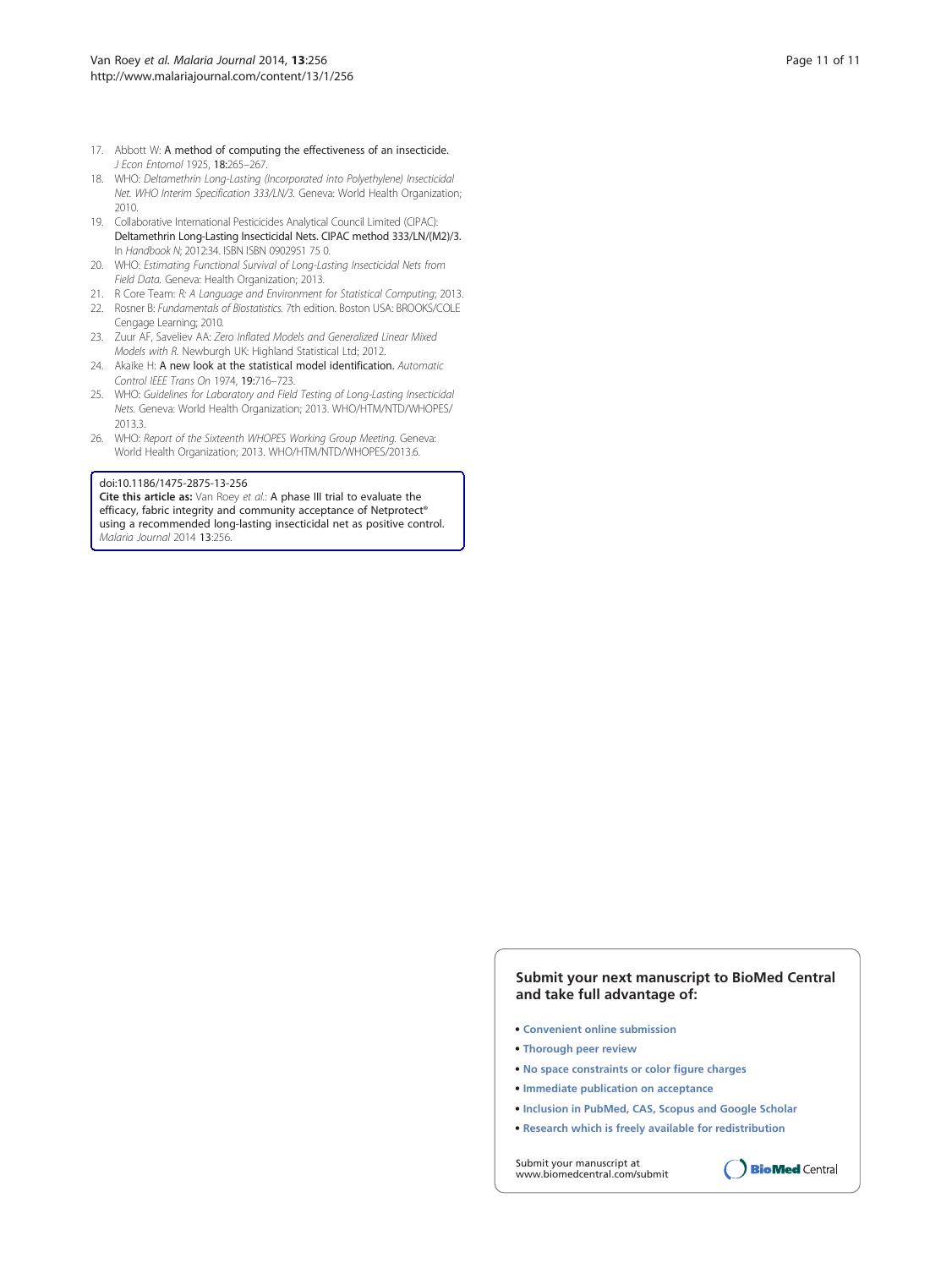17. Abbott W: A method of computing the effectiveness of an insecticide. *J Econ Entomol* 1925, **18:**265–267.
18. WHO: *Deltamethrin Long-Lasting (Incorporated into Polyethylene) Insecticidal Net. WHO Interim Specification 333/LN/3.* Geneva: World Health Organization; 2010.
19. Collaborative International Pesticides Analytical Council Limited (CIPAC): Deltamethrin Long-Lasting Insecticidal Nets. CIPAC method 333/LN/(M2)/3. In *Handbook N*; 2012:34. ISBN ISBN 0902951 75 0.
20. WHO: *Estimating Functional Survival of Long-Lasting Insecticidal Nets from Field Data.* Geneva: Health Organization; 2013.
21. R Core Team: *R: A Language and Environment for Statistical Computing*; 2013.
22. Rosner B: *Fundamentals of Biostatistics.* 7th edition. Boston USA: BROOKS/COLE Cengage Learning; 2010.
23. Zuur AF, Saveliev AA: *Zero Inflated Models and Generalized Linear Mixed Models with R.* Newburgh UK: Highland Statistical Ltd; 2012.
24. Akaike H: A new look at the statistical model identification. *Automatic Control IEEE Trans On* 1974, **19:**716–723.
25. WHO: *Guidelines for Laboratory and Field Testing of Long-Lasting Insecticidal Nets.* Geneva: World Health Organization; 2013. WHO/HTM/NTD/WHOPES/2013.3.
26. WHO: *Report of the Sixteenth WHOPES Working Group Meeting.* Geneva: World Health Organization; 2013. WHO/HTM/NTD/WHOPES/2013.6.

doi:10.1186/1475-2875-13-256
**Cite this article as:** Van Roey *et al.*: A phase III trial to evaluate the efficacy, fabric integrity and community acceptance of Netprotect® using a recommended long-lasting insecticidal net as positive control. *Malaria Journal* 2014 **13**:256.

**Submit your next manuscript to BioMed Central and take full advantage of:**

- **Convenient online submission**
- **Thorough peer review**
- **No space constraints or color figure charges**
- **Immediate publication on acceptance**
- **Inclusion in PubMed, CAS, Scopus and Google Scholar**
- **Research which is freely available for redistribution**

Submit your manuscript at
www.biomedcentral.com/submit

BioMed Central